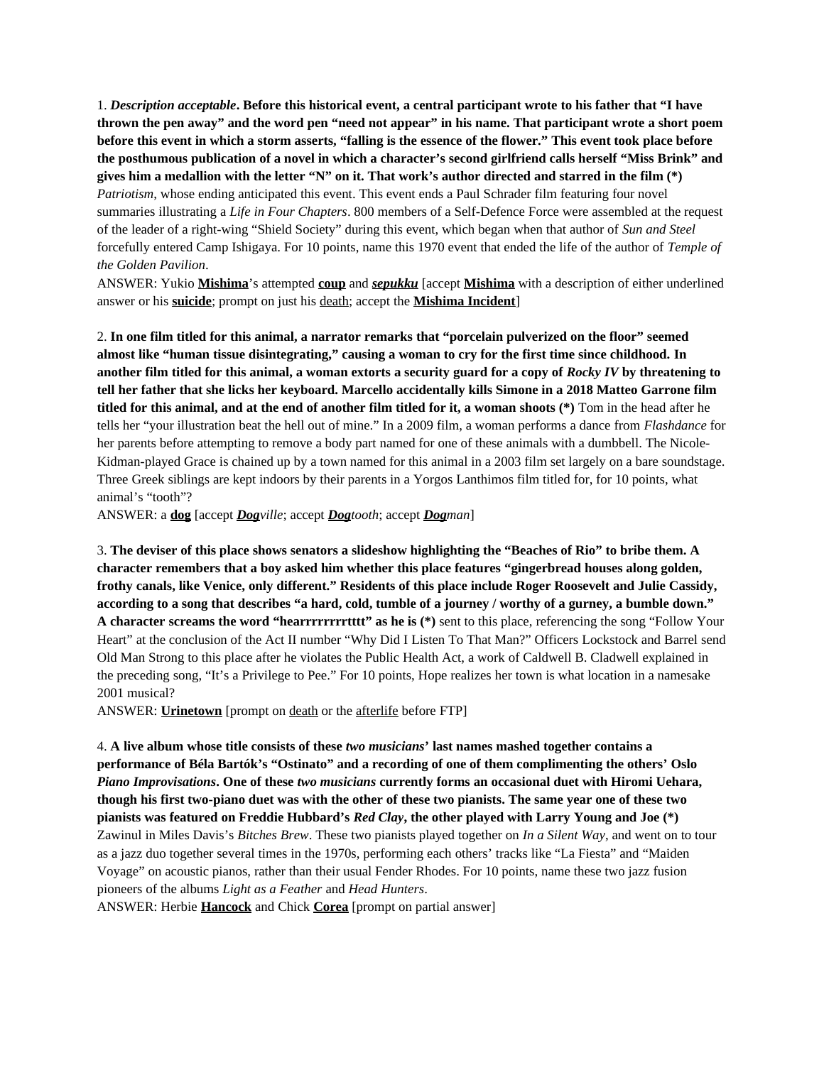1. ***Description acceptable*. Before this historical event, a central participant wrote to his father that "I have thrown the pen away" and the word pen "need not appear" in his name. That participant wrote a short poem before this event in which a storm asserts, "falling is the essence of the flower." This event took place before the posthumous publication of a novel in which a character's second girlfriend calls herself "Miss Brink" and gives him a medallion with the letter "N" on it. That work's author directed and starred in the film (*)** *Patriotism*, whose ending anticipated this event. This event ends a Paul Schrader film featuring four novel summaries illustrating a *Life in Four Chapters*. 800 members of a Self-Defence Force were assembled at the request of the leader of a right-wing "Shield Society" during this event, which began when that author of *Sun and Steel* forcefully entered Camp Ishigaya. For 10 points, name this 1970 event that ended the life of the author of *Temple of the Golden Pavilion*.

ANSWER: Yukio **Mishima**'s attempted **coup** and ***sepukku*** [accept **Mishima** with a description of either underlined answer or his **suicide**; prompt on just his death; accept the **Mishima Incident**]

2. **In one film titled for this animal, a narrator remarks that "porcelain pulverized on the floor" seemed almost like "human tissue disintegrating," causing a woman to cry for the first time since childhood. In another film titled for this animal, a woman extorts a security guard for a copy of *Rocky IV* by threatening to tell her father that she licks her keyboard. Marcello accidentally kills Simone in a 2018 Matteo Garrone film titled for this animal, and at the end of another film titled for it, a woman shoots (*)** Tom in the head after he tells her "your illustration beat the hell out of mine." In a 2009 film, a woman performs a dance from *Flashdance* for her parents before attempting to remove a body part named for one of these animals with a dumbbell. The Nicole-Kidman-played Grace is chained up by a town named for this animal in a 2003 film set largely on a bare soundstage. Three Greek siblings are kept indoors by their parents in a Yorgos Lanthimos film titled for, for 10 points, what animal's "tooth"?

ANSWER: a **dog** [accept ***Dog****ville*; accept ***Dog****tooth*; accept ***Dog****man*]

3. **The deviser of this place shows senators a slideshow highlighting the "Beaches of Rio" to bribe them. A character remembers that a boy asked him whether this place features "gingerbread houses along golden, frothy canals, like Venice, only different." Residents of this place include Roger Roosevelt and Julie Cassidy, according to a song that describes "a hard, cold, tumble of a journey / worthy of a gurney, a bumble down." A character screams the word "hearrrrrrrrtttt" as he is (*)** sent to this place, referencing the song "Follow Your Heart" at the conclusion of the Act II number "Why Did I Listen To That Man?" Officers Lockstock and Barrel send Old Man Strong to this place after he violates the Public Health Act, a work of Caldwell B. Cladwell explained in the preceding song, "It's a Privilege to Pee." For 10 points, Hope realizes her town is what location in a namesake 2001 musical?

ANSWER: **Urinetown** [prompt on death or the afterlife before FTP]

4. **A live album whose title consists of these *two musicians'* last names mashed together contains a performance of Béla Bartók's "Ostinato" and a recording of one of them complimenting the others' Oslo *Piano Improvisations*. One of these *two musicians* currently forms an occasional duet with Hiromi Uehara, though his first two-piano duet was with the other of these two pianists. The same year one of these two pianists was featured on Freddie Hubbard's *Red Clay*, the other played with Larry Young and Joe (*)** Zawinul in Miles Davis's *Bitches Brew*. These two pianists played together on *In a Silent Way*, and went on to tour as a jazz duo together several times in the 1970s, performing each others' tracks like "La Fiesta" and "Maiden Voyage" on acoustic pianos, rather than their usual Fender Rhodes. For 10 points, name these two jazz fusion pioneers of the albums *Light as a Feather* and *Head Hunters*.

ANSWER: Herbie **Hancock** and Chick **Corea** [prompt on partial answer]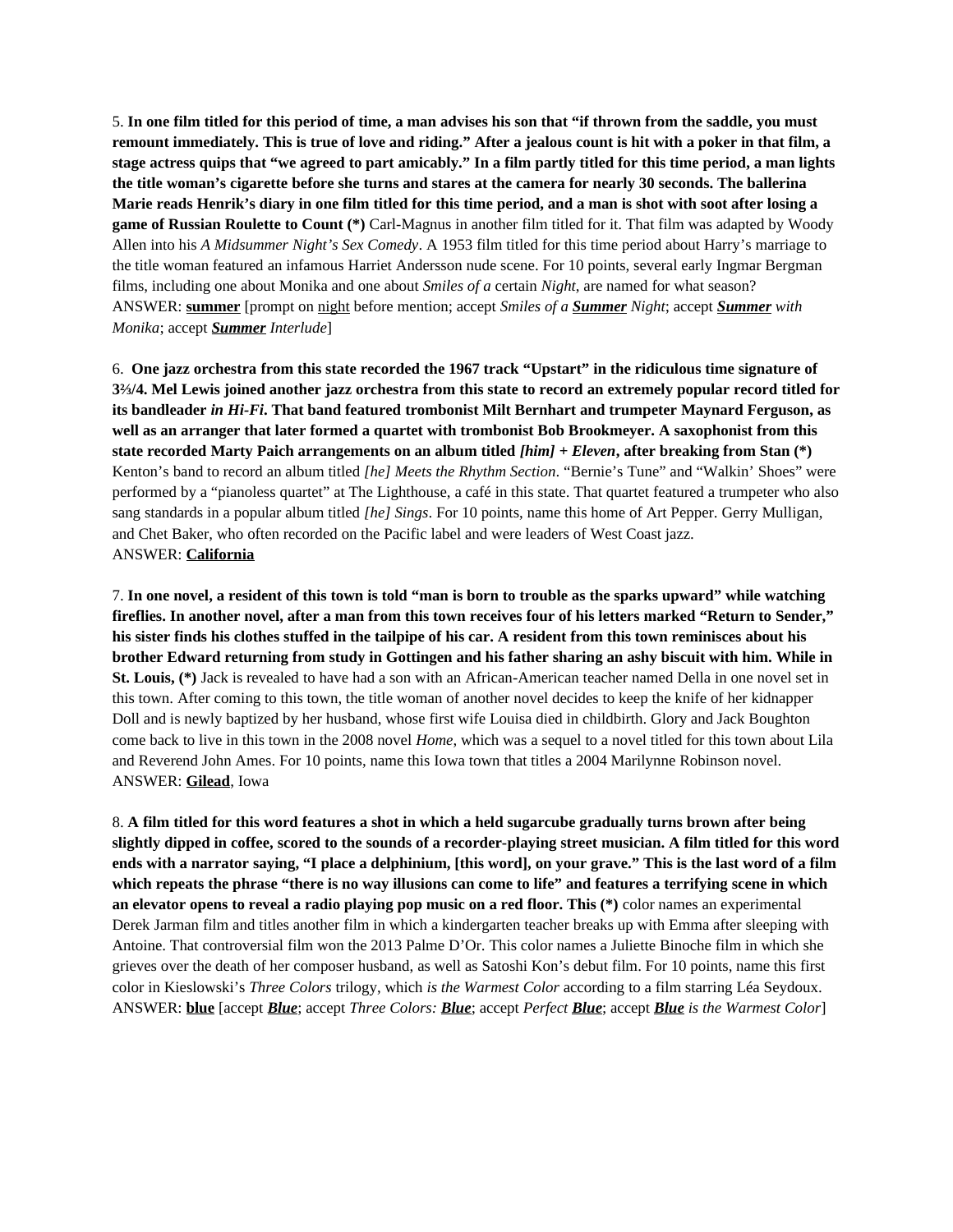5. **In one film titled for this period of time, a man advises his son that "if thrown from the saddle, you must remount immediately. This is true of love and riding." After a jealous count is hit with a poker in that film, a stage actress quips that "we agreed to part amicably." In a film partly titled for this time period, a man lights the title woman's cigarette before she turns and stares at the camera for nearly 30 seconds. The ballerina Marie reads Henrik's diary in one film titled for this time period, and a man is shot with soot after losing a game of Russian Roulette to Count (*)** Carl-Magnus in another film titled for it. That film was adapted by Woody Allen into his *A Midsummer Night's Sex Comedy*. A 1953 film titled for this time period about Harry's marriage to the title woman featured an infamous Harriet Andersson nude scene. For 10 points, several early Ingmar Bergman films, including one about Monika and one about *Smiles of a* certain *Night*, are named for what season?
ANSWER: **summer** [prompt on night before mention; accept *Smiles of a **Summer** Night*; accept ***Summer** with Monika*; accept ***Summer** Interlude*]

6. **One jazz orchestra from this state recorded the 1967 track "Upstart" in the ridiculous time signature of 3⅔/4. Mel Lewis joined another jazz orchestra from this state to record an extremely popular record titled for its bandleader *in Hi-Fi*. That band featured trombonist Milt Bernhart and trumpeter Maynard Ferguson, as well as an arranger that later formed a quartet with trombonist Bob Brookmeyer. A saxophonist from this state recorded Marty Paich arrangements on an album titled *[him] + Eleven*, after breaking from Stan (*)** Kenton's band to record an album titled *[he] Meets the Rhythm Section*. "Bernie's Tune" and "Walkin' Shoes" were performed by a "pianoless quartet" at The Lighthouse, a café in this state. That quartet featured a trumpeter who also sang standards in a popular album titled *[he] Sings*. For 10 points, name this home of Art Pepper. Gerry Mulligan, and Chet Baker, who often recorded on the Pacific label and were leaders of West Coast jazz.
ANSWER: **California**

7. **In one novel, a resident of this town is told "man is born to trouble as the sparks upward" while watching fireflies. In another novel, after a man from this town receives four of his letters marked "Return to Sender," his sister finds his clothes stuffed in the tailpipe of his car. A resident from this town reminisces about his brother Edward returning from study in Gottingen and his father sharing an ashy biscuit with him. While in St. Louis, (*)** Jack is revealed to have had a son with an African-American teacher named Della in one novel set in this town. After coming to this town, the title woman of another novel decides to keep the knife of her kidnapper Doll and is newly baptized by her husband, whose first wife Louisa died in childbirth. Glory and Jack Boughton come back to live in this town in the 2008 novel *Home*, which was a sequel to a novel titled for this town about Lila and Reverend John Ames. For 10 points, name this Iowa town that titles a 2004 Marilynne Robinson novel.
ANSWER: **Gilead**, Iowa

8. **A film titled for this word features a shot in which a held sugarcube gradually turns brown after being slightly dipped in coffee, scored to the sounds of a recorder-playing street musician. A film titled for this word ends with a narrator saying, "I place a delphinium, [this word], on your grave." This is the last word of a film which repeats the phrase "there is no way illusions can come to life" and features a terrifying scene in which an elevator opens to reveal a radio playing pop music on a red floor. This (*)** color names an experimental Derek Jarman film and titles another film in which a kindergarten teacher breaks up with Emma after sleeping with Antoine. That controversial film won the 2013 Palme D'Or. This color names a Juliette Binoche film in which she grieves over the death of her composer husband, as well as Satoshi Kon's debut film. For 10 points, name this first color in Kieslowski's *Three Colors* trilogy, which *is the Warmest Color* according to a film starring Léa Seydoux.
ANSWER: **blue** [accept ***Blue***; accept *Three Colors: **Blue***; accept *Perfect **Blue***; accept ***Blue** is the Warmest Color*]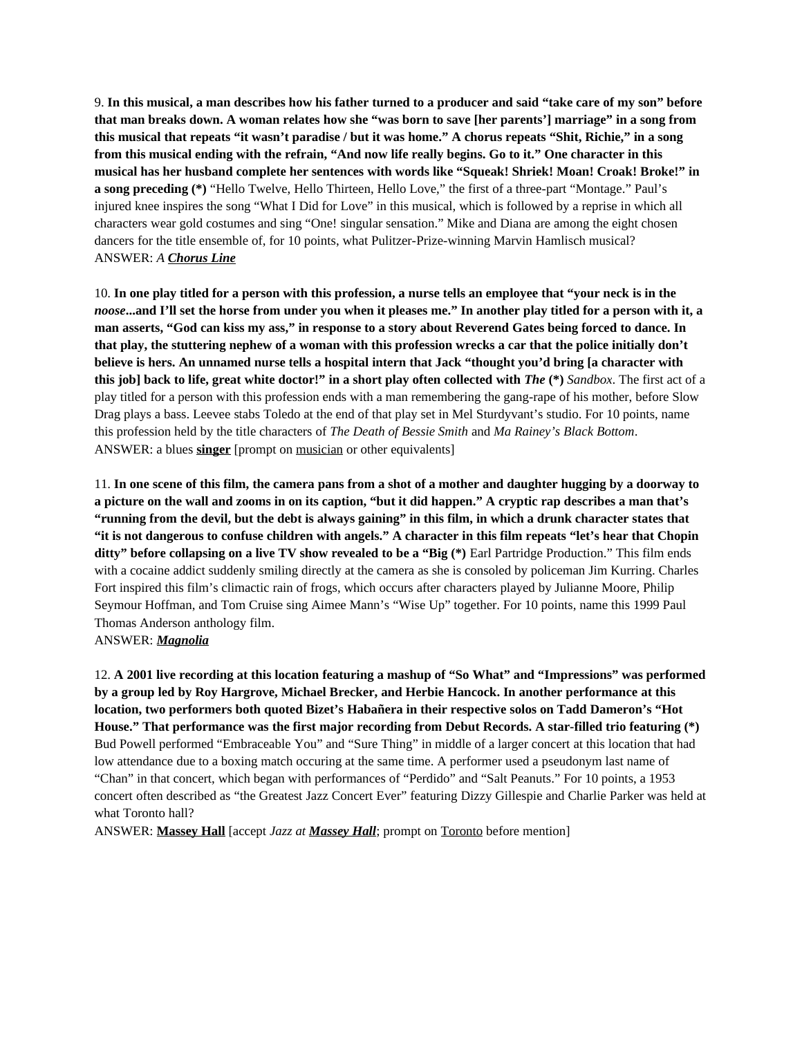9. **In this musical, a man describes how his father turned to a producer and said "take care of my son" before that man breaks down. A woman relates how she "was born to save [her parents'] marriage" in a song from this musical that repeats "it wasn't paradise / but it was home." A chorus repeats "Shit, Richie," in a song from this musical ending with the refrain, "And now life really begins. Go to it." One character in this musical has her husband complete her sentences with words like "Squeak! Shriek! Moan! Croak! Broke!" in a song preceding (*)** "Hello Twelve, Hello Thirteen, Hello Love," the first of a three-part "Montage." Paul's injured knee inspires the song "What I Did for Love" in this musical, which is followed by a reprise in which all characters wear gold costumes and sing "One! singular sensation." Mike and Diana are among the eight chosen dancers for the title ensemble of, for 10 points, what Pulitzer-Prize-winning Marvin Hamlisch musical?
ANSWER: *A **Chorus Line***

10. **In one play titled for a person with this profession, a nurse tells an employee that "your neck is in the *noose*...and I'll set the horse from under you when it pleases me." In another play titled for a person with it, a man asserts, "God can kiss my ass," in response to a story about Reverend Gates being forced to dance. In that play, the stuttering nephew of a woman with this profession wrecks a car that the police initially don't believe is hers. An unnamed nurse tells a hospital intern that Jack "thought you'd bring [a character with this job] back to life, great white doctor!" in a short play often collected with *The* (*)** *Sandbox*. The first act of a play titled for a person with this profession ends with a man remembering the gang-rape of his mother, before Slow Drag plays a bass. Leevee stabs Toledo at the end of that play set in Mel Sturdyvant's studio. For 10 points, name this profession held by the title characters of *The Death of Bessie Smith* and *Ma Rainey's Black Bottom*.
ANSWER: a blues **singer** [prompt on musician or other equivalents]

11. **In one scene of this film, the camera pans from a shot of a mother and daughter hugging by a doorway to a picture on the wall and zooms in on its caption, "but it did happen." A cryptic rap describes a man that's "running from the devil, but the debt is always gaining" in this film, in which a drunk character states that "it is not dangerous to confuse children with angels." A character in this film repeats "let's hear that Chopin ditty" before collapsing on a live TV show revealed to be a "Big (*)** Earl Partridge Production." This film ends with a cocaine addict suddenly smiling directly at the camera as she is consoled by policeman Jim Kurring. Charles Fort inspired this film's climactic rain of frogs, which occurs after characters played by Julianne Moore, Philip Seymour Hoffman, and Tom Cruise sing Aimee Mann's "Wise Up" together. For 10 points, name this 1999 Paul Thomas Anderson anthology film.
ANSWER: ***Magnolia***

12. **A 2001 live recording at this location featuring a mashup of "So What" and "Impressions" was performed by a group led by Roy Hargrove, Michael Brecker, and Herbie Hancock. In another performance at this location, two performers both quoted Bizet's Habañera in their respective solos on Tadd Dameron's "Hot House." That performance was the first major recording from Debut Records. A star-filled trio featuring (*)** Bud Powell performed "Embraceable You" and "Sure Thing" in middle of a larger concert at this location that had low attendance due to a boxing match occuring at the same time. A performer used a pseudonym last name of "Chan" in that concert, which began with performances of "Perdido" and "Salt Peanuts." For 10 points, a 1953 concert often described as "the Greatest Jazz Concert Ever" featuring Dizzy Gillespie and Charlie Parker was held at what Toronto hall?
ANSWER: **Massey Hall** [accept *Jazz at **Massey Hall***; prompt on Toronto before mention]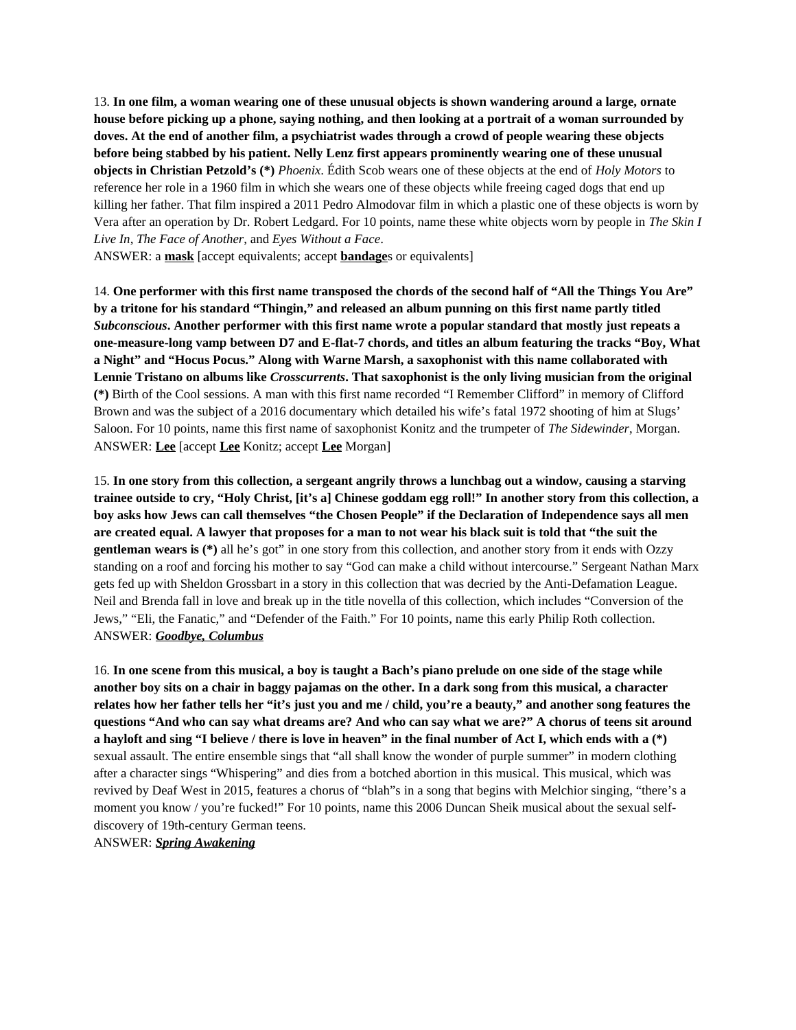13. **In one film, a woman wearing one of these unusual objects is shown wandering around a large, ornate house before picking up a phone, saying nothing, and then looking at a portrait of a woman surrounded by doves. At the end of another film, a psychiatrist wades through a crowd of people wearing these objects before being stabbed by his patient. Nelly Lenz first appears prominently wearing one of these unusual objects in Christian Petzold's (*)** *Phoenix*. Édith Scob wears one of these objects at the end of *Holy Motors* to reference her role in a 1960 film in which she wears one of these objects while freeing caged dogs that end up killing her father. That film inspired a 2011 Pedro Almodovar film in which a plastic one of these objects is worn by Vera after an operation by Dr. Robert Ledgard. For 10 points, name these white objects worn by people in *The Skin I Live In*, *The Face of Another*, and *Eyes Without a Face*.
ANSWER: a **mask** [accept equivalents; accept **bandage**s or equivalents]

14. **One performer with this first name transposed the chords of the second half of "All the Things You Are" by a tritone for his standard "Thingin," and released an album punning on this first name partly titled *Subconscious*. Another performer with this first name wrote a popular standard that mostly just repeats a one-measure-long vamp between D7 and E-flat-7 chords, and titles an album featuring the tracks "Boy, What a Night" and "Hocus Pocus." Along with Warne Marsh, a saxophonist with this name collaborated with Lennie Tristano on albums like *Crosscurrents*. That saxophonist is the only living musician from the original (*)** Birth of the Cool sessions. A man with this first name recorded "I Remember Clifford" in memory of Clifford Brown and was the subject of a 2016 documentary which detailed his wife's fatal 1972 shooting of him at Slugs' Saloon. For 10 points, name this first name of saxophonist Konitz and the trumpeter of *The Sidewinder*, Morgan.
ANSWER: **Lee** [accept **Lee** Konitz; accept **Lee** Morgan]

15. **In one story from this collection, a sergeant angrily throws a lunchbag out a window, causing a starving trainee outside to cry, "Holy Christ, [it's a] Chinese goddam egg roll!" In another story from this collection, a boy asks how Jews can call themselves "the Chosen People" if the Declaration of Independence says all men are created equal. A lawyer that proposes for a man to not wear his black suit is told that "the suit the gentleman wears is (*)** all he's got" in one story from this collection, and another story from it ends with Ozzy standing on a roof and forcing his mother to say "God can make a child without intercourse." Sergeant Nathan Marx gets fed up with Sheldon Grossbart in a story in this collection that was decried by the Anti-Defamation League. Neil and Brenda fall in love and break up in the title novella of this collection, which includes "Conversion of the Jews," "Eli, the Fanatic," and "Defender of the Faith." For 10 points, name this early Philip Roth collection.
ANSWER: ***Goodbye, Columbus***

16. **In one scene from this musical, a boy is taught a Bach's piano prelude on one side of the stage while another boy sits on a chair in baggy pajamas on the other. In a dark song from this musical, a character relates how her father tells her "it's just you and me / child, you're a beauty," and another song features the questions "And who can say what dreams are? And who can say what we are?" A chorus of teens sit around a hayloft and sing "I believe / there is love in heaven" in the final number of Act I, which ends with a (*)** sexual assault. The entire ensemble sings that "all shall know the wonder of purple summer" in modern clothing after a character sings "Whispering" and dies from a botched abortion in this musical. This musical, which was revived by Deaf West in 2015, features a chorus of "blah"s in a song that begins with Melchior singing, "there's a moment you know / you're fucked!" For 10 points, name this 2006 Duncan Sheik musical about the sexual self-discovery of 19th-century German teens.
ANSWER: ***Spring Awakening***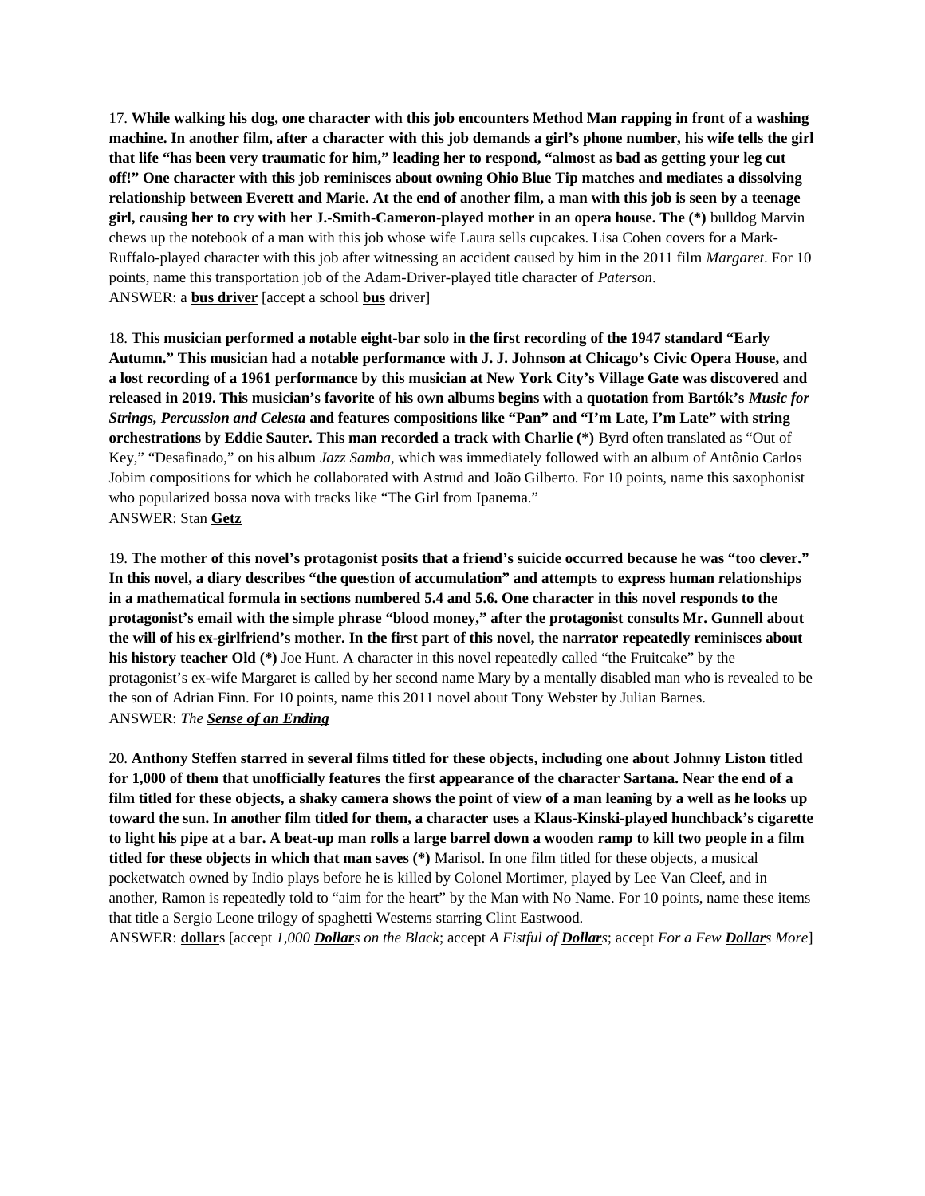17. **While walking his dog, one character with this job encounters Method Man rapping in front of a washing machine. In another film, after a character with this job demands a girl's phone number, his wife tells the girl that life "has been very traumatic for him," leading her to respond, "almost as bad as getting your leg cut off!" One character with this job reminisces about owning Ohio Blue Tip matches and mediates a dissolving relationship between Everett and Marie. At the end of another film, a man with this job is seen by a teenage girl, causing her to cry with her J.-Smith-Cameron-played mother in an opera house. The (*)** bulldog Marvin chews up the notebook of a man with this job whose wife Laura sells cupcakes. Lisa Cohen covers for a Mark-Ruffalo-played character with this job after witnessing an accident caused by him in the 2011 film *Margaret*. For 10 points, name this transportation job of the Adam-Driver-played title character of *Paterson*.
ANSWER: a **bus driver** [accept a school **bus** driver]

18. **This musician performed a notable eight-bar solo in the first recording of the 1947 standard "Early Autumn." This musician had a notable performance with J. J. Johnson at Chicago's Civic Opera House, and a lost recording of a 1961 performance by this musician at New York City's Village Gate was discovered and released in 2019. This musician's favorite of his own albums begins with a quotation from Bartók's *Music for Strings, Percussion and Celesta* and features compositions like "Pan" and "I'm Late, I'm Late" with string orchestrations by Eddie Sauter. This man recorded a track with Charlie (*)** Byrd often translated as "Out of Key," "Desafinado," on his album *Jazz Samba*, which was immediately followed with an album of Antônio Carlos Jobim compositions for which he collaborated with Astrud and João Gilberto. For 10 points, name this saxophonist who popularized bossa nova with tracks like "The Girl from Ipanema."
ANSWER: Stan **Getz**

19. **The mother of this novel's protagonist posits that a friend's suicide occurred because he was "too clever." In this novel, a diary describes "the question of accumulation" and attempts to express human relationships in a mathematical formula in sections numbered 5.4 and 5.6. One character in this novel responds to the protagonist's email with the simple phrase "blood money," after the protagonist consults Mr. Gunnell about the will of his ex-girlfriend's mother. In the first part of this novel, the narrator repeatedly reminisces about his history teacher Old (*)** Joe Hunt. A character in this novel repeatedly called "the Fruitcake" by the protagonist's ex-wife Margaret is called by her second name Mary by a mentally disabled man who is revealed to be the son of Adrian Finn. For 10 points, name this 2011 novel about Tony Webster by Julian Barnes.
ANSWER: *The **Sense of an Ending***

20. **Anthony Steffen starred in several films titled for these objects, including one about Johnny Liston titled for 1,000 of them that unofficially features the first appearance of the character Sartana. Near the end of a film titled for these objects, a shaky camera shows the point of view of a man leaning by a well as he looks up toward the sun. In another film titled for them, a character uses a Klaus-Kinski-played hunchback's cigarette to light his pipe at a bar. A beat-up man rolls a large barrel down a wooden ramp to kill two people in a film titled for these objects in which that man saves (*)** Marisol. In one film titled for these objects, a musical pocketwatch owned by Indio plays before he is killed by Colonel Mortimer, played by Lee Van Cleef, and in another, Ramon is repeatedly told to "aim for the heart" by the Man with No Name. For 10 points, name these items that title a Sergio Leone trilogy of spaghetti Westerns starring Clint Eastwood.
ANSWER: **dollar**s [accept *1,000 **Dollar**s on the Black*; accept *A Fistful of **Dollar**s*; accept *For a Few **Dollar**s More*]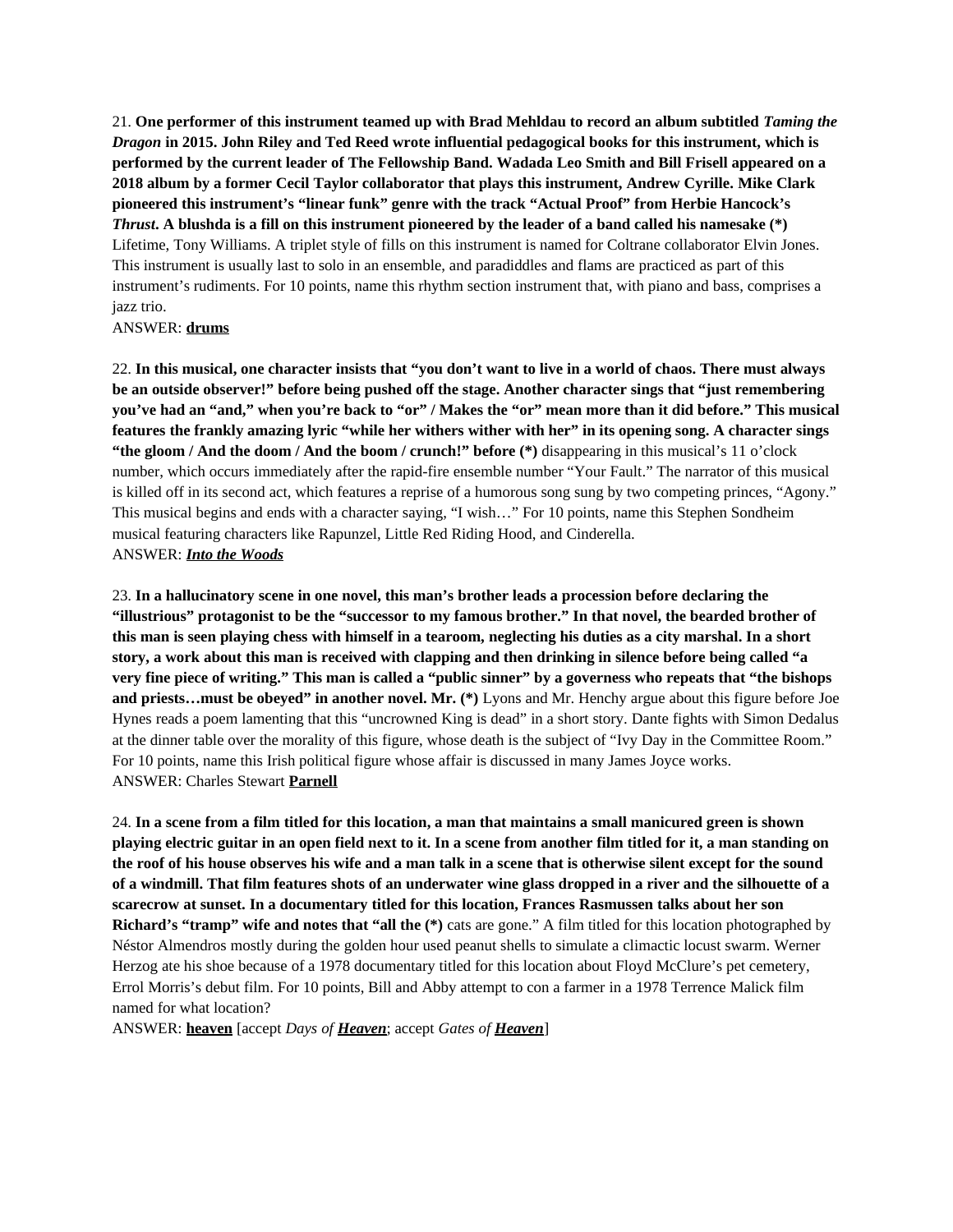21. **One performer of this instrument teamed up with Brad Mehldau to record an album subtitled *Taming the Dragon* in 2015. John Riley and Ted Reed wrote influential pedagogical books for this instrument, which is performed by the current leader of The Fellowship Band. Wadada Leo Smith and Bill Frisell appeared on a 2018 album by a former Cecil Taylor collaborator that plays this instrument, Andrew Cyrille. Mike Clark pioneered this instrument's "linear funk" genre with the track "Actual Proof" from Herbie Hancock's *Thrust*. A blushda is a fill on this instrument pioneered by the leader of a band called his namesake (*)** Lifetime, Tony Williams. A triplet style of fills on this instrument is named for Coltrane collaborator Elvin Jones. This instrument is usually last to solo in an ensemble, and paradiddles and flams are practiced as part of this instrument's rudiments. For 10 points, name this rhythm section instrument that, with piano and bass, comprises a jazz trio.
ANSWER: **drums**

22. **In this musical, one character insists that "you don't want to live in a world of chaos. There must always be an outside observer!" before being pushed off the stage. Another character sings that "just remembering you've had an "and," when you're back to "or" / Makes the "or" mean more than it did before." This musical features the frankly amazing lyric "while her withers wither with her" in its opening song. A character sings "the gloom / And the doom / And the boom / crunch!" before (*)** disappearing in this musical's 11 o'clock number, which occurs immediately after the rapid-fire ensemble number "Your Fault." The narrator of this musical is killed off in its second act, which features a reprise of a humorous song sung by two competing princes, "Agony." This musical begins and ends with a character saying, "I wish…" For 10 points, name this Stephen Sondheim musical featuring characters like Rapunzel, Little Red Riding Hood, and Cinderella.
ANSWER: ***Into the Woods***

23. **In a hallucinatory scene in one novel, this man's brother leads a procession before declaring the "illustrious" protagonist to be the "successor to my famous brother." In that novel, the bearded brother of this man is seen playing chess with himself in a tearoom, neglecting his duties as a city marshal. In a short story, a work about this man is received with clapping and then drinking in silence before being called "a very fine piece of writing." This man is called a "public sinner" by a governess who repeats that "the bishops and priests…must be obeyed" in another novel. Mr. (*)** Lyons and Mr. Henchy argue about this figure before Joe Hynes reads a poem lamenting that this "uncrowned King is dead" in a short story. Dante fights with Simon Dedalus at the dinner table over the morality of this figure, whose death is the subject of "Ivy Day in the Committee Room." For 10 points, name this Irish political figure whose affair is discussed in many James Joyce works.
ANSWER: Charles Stewart **Parnell**

24. **In a scene from a film titled for this location, a man that maintains a small manicured green is shown playing electric guitar in an open field next to it. In a scene from another film titled for it, a man standing on the roof of his house observes his wife and a man talk in a scene that is otherwise silent except for the sound of a windmill. That film features shots of an underwater wine glass dropped in a river and the silhouette of a scarecrow at sunset. In a documentary titled for this location, Frances Rasmussen talks about her son Richard's "tramp" wife and notes that "all the (*)** cats are gone." A film titled for this location photographed by Néstor Almendros mostly during the golden hour used peanut shells to simulate a climactic locust swarm. Werner Herzog ate his shoe because of a 1978 documentary titled for this location about Floyd McClure's pet cemetery, Errol Morris's debut film. For 10 points, Bill and Abby attempt to con a farmer in a 1978 Terrence Malick film named for what location?
ANSWER: **heaven** [accept *Days of **Heaven***; accept *Gates of **Heaven***]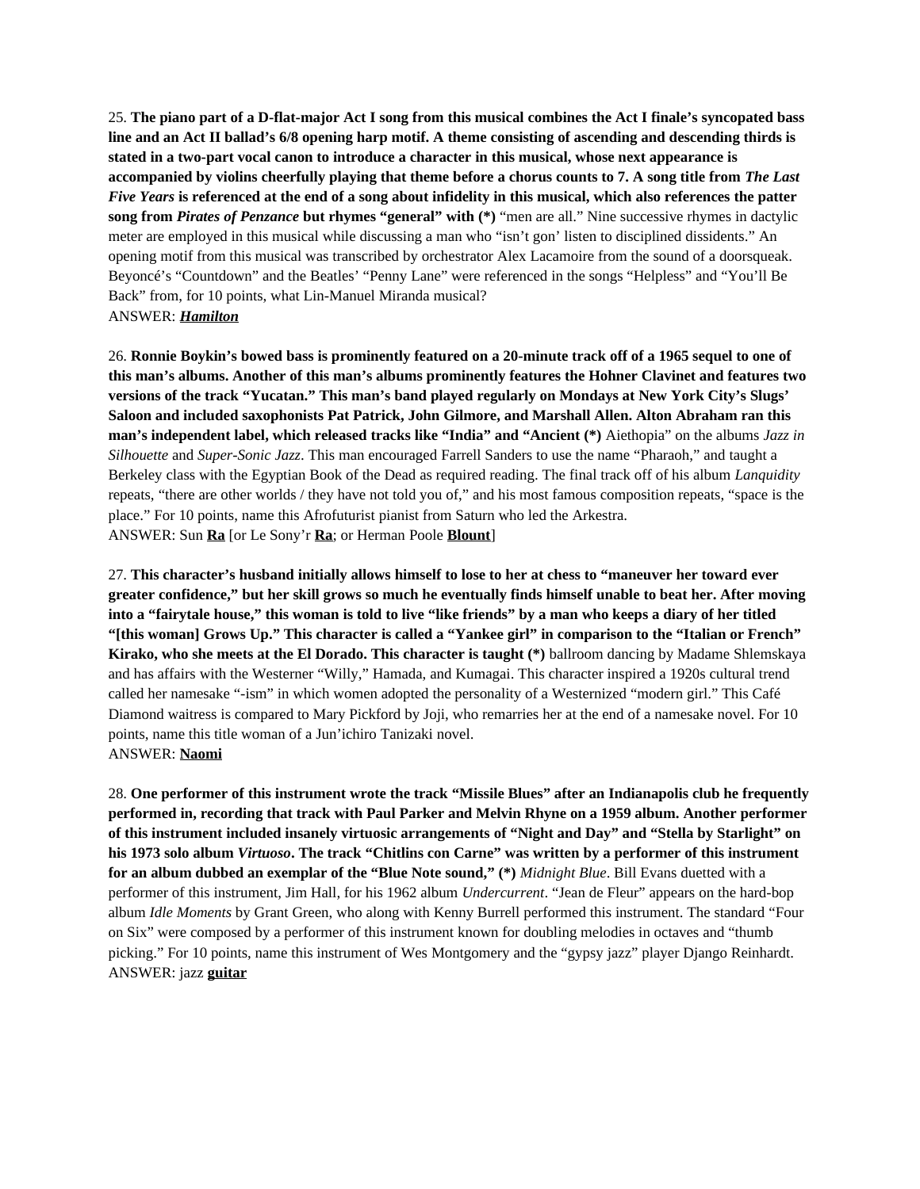25. **The piano part of a D-flat-major Act I song from this musical combines the Act I finale's syncopated bass line and an Act II ballad's 6/8 opening harp motif. A theme consisting of ascending and descending thirds is stated in a two-part vocal canon to introduce a character in this musical, whose next appearance is accompanied by violins cheerfully playing that theme before a chorus counts to 7. A song title from *The Last Five Years* is referenced at the end of a song about infidelity in this musical, which also references the patter song from *Pirates of Penzance* but rhymes "general" with (*)** "men are all." Nine successive rhymes in dactylic meter are employed in this musical while discussing a man who "isn't gon' listen to disciplined dissidents." An opening motif from this musical was transcribed by orchestrator Alex Lacamoire from the sound of a doorsqueak. Beyoncé's "Countdown" and the Beatles' "Penny Lane" were referenced in the songs "Helpless" and "You'll Be Back" from, for 10 points, what Lin-Manuel Miranda musical?
ANSWER: ***Hamilton***

26. **Ronnie Boykin's bowed bass is prominently featured on a 20-minute track off of a 1965 sequel to one of this man's albums. Another of this man's albums prominently features the Hohner Clavinet and features two versions of the track "Yucatan." This man's band played regularly on Mondays at New York City's Slugs' Saloon and included saxophonists Pat Patrick, John Gilmore, and Marshall Allen. Alton Abraham ran this man's independent label, which released tracks like "India" and "Ancient (*)** Aiethopia" on the albums *Jazz in Silhouette* and *Super-Sonic Jazz*. This man encouraged Farrell Sanders to use the name "Pharaoh," and taught a Berkeley class with the Egyptian Book of the Dead as required reading. The final track off of his album *Lanquidity* repeats, "there are other worlds / they have not told you of," and his most famous composition repeats, "space is the place." For 10 points, name this Afrofuturist pianist from Saturn who led the Arkestra.
ANSWER: Sun **Ra** [or Le Sony'r **Ra**; or Herman Poole **Blount**]

27. **This character's husband initially allows himself to lose to her at chess to "maneuver her toward ever greater confidence," but her skill grows so much he eventually finds himself unable to beat her. After moving into a "fairytale house," this woman is told to live "like friends" by a man who keeps a diary of her titled "[this woman] Grows Up." This character is called a "Yankee girl" in comparison to the "Italian or French" Kirako, who she meets at the El Dorado. This character is taught (*)** ballroom dancing by Madame Shlemskaya and has affairs with the Westerner "Willy," Hamada, and Kumagai. This character inspired a 1920s cultural trend called her namesake "-ism" in which women adopted the personality of a Westernized "modern girl." This Café Diamond waitress is compared to Mary Pickford by Joji, who remarries her at the end of a namesake novel. For 10 points, name this title woman of a Jun'ichiro Tanizaki novel.
ANSWER: **Naomi**

28. **One performer of this instrument wrote the track "Missile Blues" after an Indianapolis club he frequently performed in, recording that track with Paul Parker and Melvin Rhyne on a 1959 album. Another performer of this instrument included insanely virtuosic arrangements of "Night and Day" and "Stella by Starlight" on his 1973 solo album *Virtuoso*. The track "Chitlins con Carne" was written by a performer of this instrument for an album dubbed an exemplar of the "Blue Note sound," (*)** *Midnight Blue*. Bill Evans duetted with a performer of this instrument, Jim Hall, for his 1962 album *Undercurrent*. "Jean de Fleur" appears on the hard-bop album *Idle Moments* by Grant Green, who along with Kenny Burrell performed this instrument. The standard "Four on Six" were composed by a performer of this instrument known for doubling melodies in octaves and "thumb picking." For 10 points, name this instrument of Wes Montgomery and the "gypsy jazz" player Django Reinhardt.
ANSWER: jazz **guitar**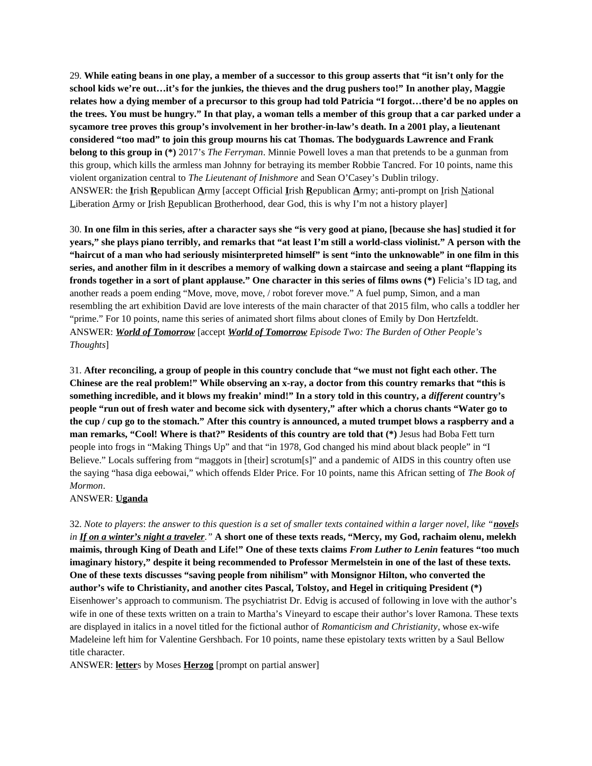29. **While eating beans in one play, a member of a successor to this group asserts that "it isn't only for the school kids we're out…it's for the junkies, the thieves and the drug pushers too!" In another play, Maggie relates how a dying member of a precursor to this group had told Patricia "I forgot…there'd be no apples on the trees. You must be hungry." In that play, a woman tells a member of this group that a car parked under a sycamore tree proves this group's involvement in her brother-in-law's death. In a 2001 play, a lieutenant considered "too mad" to join this group mourns his cat Thomas. The bodyguards Lawrence and Frank belong to this group in (*)** 2017's *The Ferryman*. Minnie Powell loves a man that pretends to be a gunman from this group, which kills the armless man Johnny for betraying its member Robbie Tancred. For 10 points, name this violent organization central to *The Lieutenant of Inishmore* and Sean O'Casey's Dublin trilogy.
ANSWER: the **I**rish **R**epublican **A**rmy [accept Official **I**rish **R**epublican **A**rmy; anti-prompt on Irish National Liberation Army or Irish Republican Brotherhood, dear God, this is why I'm not a history player]

30. **In one film in this series, after a character says she "is very good at piano, [because she has] studied it for years," she plays piano terribly, and remarks that "at least I'm still a world-class violinist." A person with the "haircut of a man who had seriously misinterpreted himself" is sent "into the unknowable" in one film in this series, and another film in it describes a memory of walking down a staircase and seeing a plant "flapping its fronds together in a sort of plant applause." One character in this series of films owns (*)** Felicia's ID tag, and another reads a poem ending "Move, move, move, / robot forever move." A fuel pump, Simon, and a man resembling the art exhibition David are love interests of the main character of that 2015 film, who calls a toddler her "prime." For 10 points, name this series of animated short films about clones of Emily by Don Hertzfeldt.
ANSWER: ***World of Tomorrow*** [accept ***World of Tomorrow*** *Episode Two: The Burden of Other People's Thoughts*]

31. **After reconciling, a group of people in this country conclude that "we must not fight each other. The Chinese are the real problem!" While observing an x-ray, a doctor from this country remarks that "this is something incredible, and it blows my freakin' mind!" In a story told in this country, a *different* country's people "run out of fresh water and become sick with dysentery," after which a chorus chants "Water go to the cup / cup go to the stomach." After this country is announced, a muted trumpet blows a raspberry and a man remarks, "Cool! Where is that?" Residents of this country are told that (*)** Jesus had Boba Fett turn people into frogs in "Making Things Up" and that "in 1978, God changed his mind about black people" in "I Believe." Locals suffering from "maggots in [their] scrotum[s]" and a pandemic of AIDS in this country often use the saying "hasa diga eebowai," which offends Elder Price. For 10 points, name this African setting of *The Book of Mormon*.
ANSWER: **Uganda**

32. *Note to players*: *the answer to this question is a set of smaller texts contained within a larger novel, like "**novel**s in **If on a winter's night a traveler**."* **A short one of these texts reads, "Mercy, my God, rachaim olenu, melekh maimis, through King of Death and Life!" One of these texts claims *From Luther to Lenin* features "too much imaginary history," despite it being recommended to Professor Mermelstein in one of the last of these texts. One of these texts discusses "saving people from nihilism" with Monsignor Hilton, who converted the author's wife to Christianity, and another cites Pascal, Tolstoy, and Hegel in critiquing President (*)** Eisenhower's approach to communism. The psychiatrist Dr. Edvig is accused of following in love with the author's wife in one of these texts written on a train to Martha's Vineyard to escape their author's lover Ramona. These texts are displayed in italics in a novel titled for the fictional author of *Romanticism and Christianity*, whose ex-wife Madeleine left him for Valentine Gershbach. For 10 points, name these epistolary texts written by a Saul Bellow title character.
ANSWER: **letter**s by Moses **Herzog** [prompt on partial answer]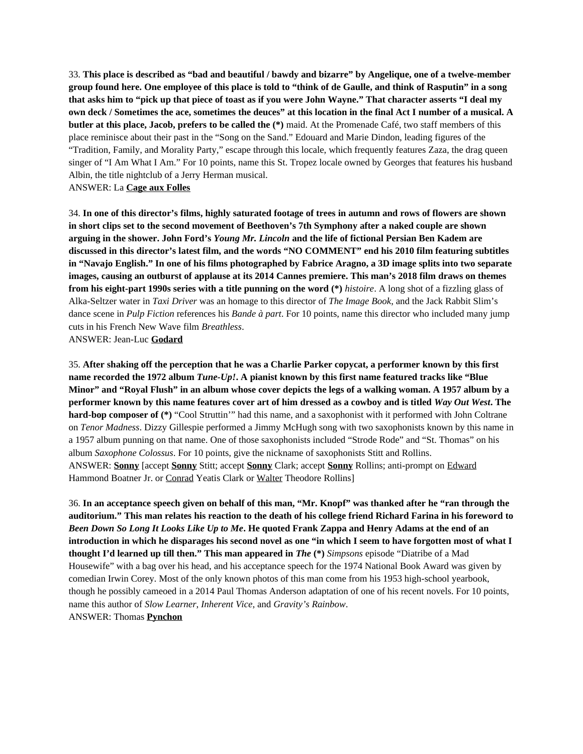33. **This place is described as "bad and beautiful / bawdy and bizarre" by Angelique, one of a twelve-member group found here. One employee of this place is told to "think of de Gaulle, and think of Rasputin" in a song that asks him to "pick up that piece of toast as if you were John Wayne." That character asserts "I deal my own deck / Sometimes the ace, sometimes the deuces" at this location in the final Act I number of a musical. A butler at this place, Jacob, prefers to be called the (*)** maid. At the Promenade Café, two staff members of this place reminisce about their past in the "Song on the Sand." Edouard and Marie Dindon, leading figures of the "Tradition, Family, and Morality Party," escape through this locale, which frequently features Zaza, the drag queen singer of "I Am What I Am." For 10 points, name this St. Tropez locale owned by Georges that features his husband Albin, the title nightclub of a Jerry Herman musical.
ANSWER: La **<u>Cage aux Folles</u>**

34. **In one of this director's films, highly saturated footage of trees in autumn and rows of flowers are shown in short clips set to the second movement of Beethoven's 7th Symphony after a naked couple are shown arguing in the shower. John Ford's *Young Mr. Lincoln* and the life of fictional Persian Ben Kadem are discussed in this director's latest film, and the words "NO COMMENT" end his 2010 film featuring subtitles in "Navajo English." In one of his films photographed by Fabrice Aragno, a 3D image splits into two separate images, causing an outburst of applause at its 2014 Cannes premiere. This man's 2018 film draws on themes from his eight-part 1990s series with a title punning on the word (*)** *histoire*. A long shot of a fizzling glass of Alka-Seltzer water in *Taxi Driver* was an homage to this director of *The Image Book*, and the Jack Rabbit Slim's dance scene in *Pulp Fiction* references his *Bande à part*. For 10 points, name this director who included many jump cuts in his French New Wave film *Breathless*.
ANSWER: Jean-Luc **<u>Godard</u>**

35. **After shaking off the perception that he was a Charlie Parker copycat, a performer known by this first name recorded the 1972 album *Tune-Up!*. A pianist known by this first name featured tracks like "Blue Minor" and "Royal Flush" in an album whose cover depicts the legs of a walking woman. A 1957 album by a performer known by this name features cover art of him dressed as a cowboy and is titled *Way Out West*. The hard-bop composer of (*)** "Cool Struttin'" had this name, and a saxophonist with it performed with John Coltrane on *Tenor Madness*. Dizzy Gillespie performed a Jimmy McHugh song with two saxophonists known by this name in a 1957 album punning on that name. One of those saxophonists included "Strode Rode" and "St. Thomas" on his album *Saxophone Colossus*. For 10 points, give the nickname of saxophonists Stitt and Rollins.
ANSWER: **<u>Sonny</u>** [accept **<u>Sonny</u>** Stitt; accept **<u>Sonny</u>** Clark; accept **<u>Sonny</u>** Rollins; anti-prompt on <u>Edward</u> Hammond Boatner Jr. or <u>Conrad</u> Yeatis Clark or <u>Walter</u> Theodore Rollins]

36. **In an acceptance speech given on behalf of this man, "Mr. Knopf" was thanked after he "ran through the auditorium." This man relates his reaction to the death of his college friend Richard Farina in his foreword to *Been Down So Long It Looks Like Up to Me*. He quoted Frank Zappa and Henry Adams at the end of an introduction in which he disparages his second novel as one "in which I seem to have forgotten most of what I thought I'd learned up till then." This man appeared in *The* (*)** *Simpsons* episode "Diatribe of a Mad Housewife" with a bag over his head, and his acceptance speech for the 1974 National Book Award was given by comedian Irwin Corey. Most of the only known photos of this man come from his 1953 high-school yearbook, though he possibly cameoed in a 2014 Paul Thomas Anderson adaptation of one of his recent novels. For 10 points, name this author of *Slow Learner*, *Inherent Vice*, and *Gravity's Rainbow*.
ANSWER: Thomas **<u>Pynchon</u>**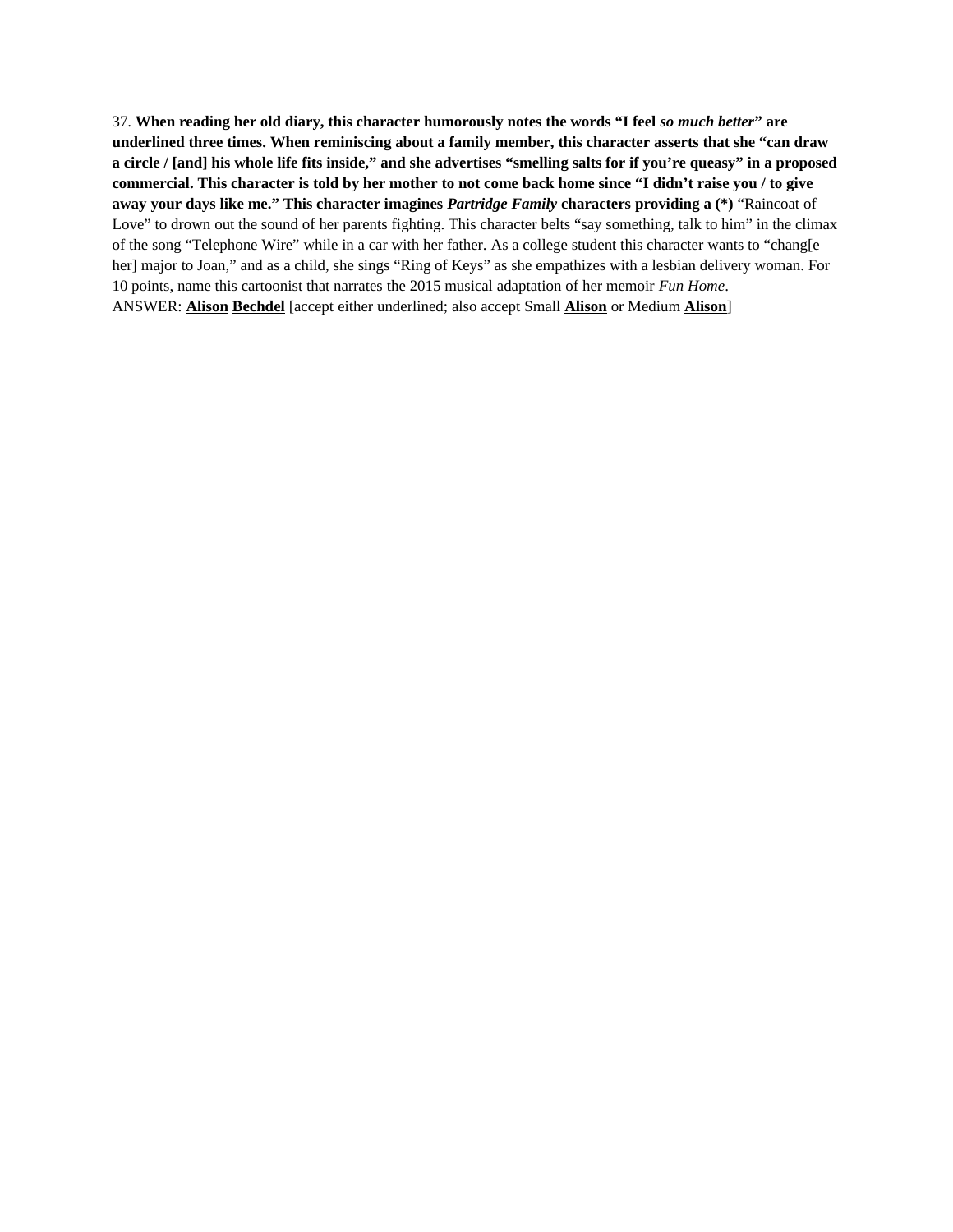37. **When reading her old diary, this character humorously notes the words "I feel *so much better*" are underlined three times. When reminiscing about a family member, this character asserts that she "can draw a circle / [and] his whole life fits inside," and she advertises "smelling salts for if you're queasy" in a proposed commercial. This character is told by her mother to not come back home since "I didn't raise you / to give away your days like me." This character imagines *Partridge Family* characters providing a (*)** "Raincoat of Love" to drown out the sound of her parents fighting. This character belts "say something, talk to him" in the climax of the song "Telephone Wire" while in a car with her father. As a college student this character wants to "chang[e her] major to Joan," and as a child, she sings "Ring of Keys" as she empathizes with a lesbian delivery woman. For 10 points, name this cartoonist that narrates the 2015 musical adaptation of her memoir *Fun Home*.

ANSWER: **Alison** **Bechdel** [accept either underlined; also accept Small **Alison** or Medium **Alison**]